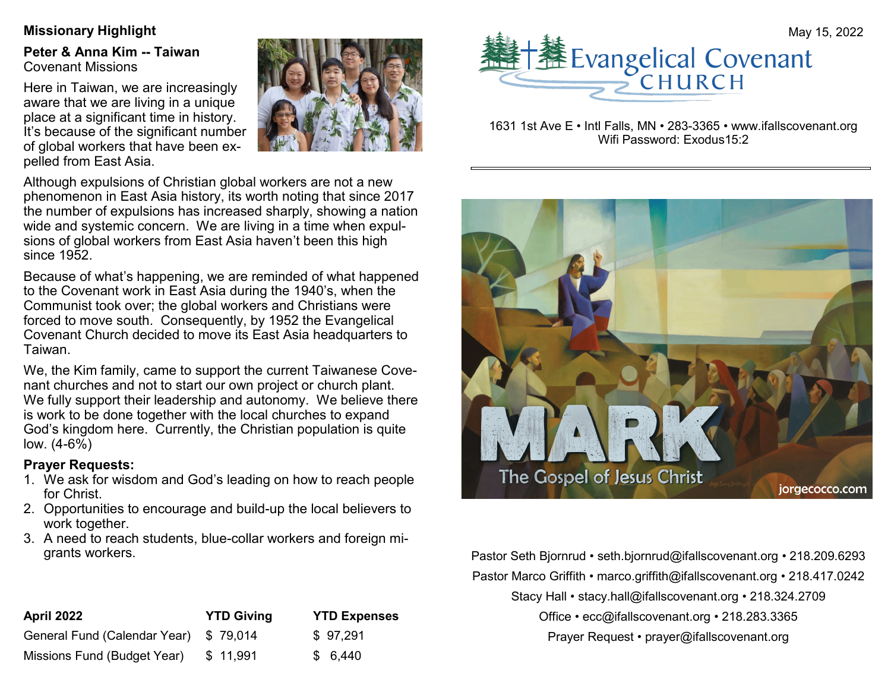## Missionary Highlight

**Peter & Anna Kim -- Taiwan**
Covenant Missions

Here in Taiwan, we are increasingly aware that we are living in a unique place at a significant time in history. It's because of the significant number of global workers that have been expelled from East Asia.

Although expulsions of Christian global workers are not a new phenomenon in East Asia history, its worth noting that since 2017 the number of expulsions has increased sharply, showing a nation wide and systemic concern. We are living in a time when expulsions of global workers from East Asia haven't been this high since 1952.

Because of what's happening, we are reminded of what happened to the Covenant work in East Asia during the 1940's, when the Communist took over; the global workers and Christians were forced to move south. Consequently, by 1952 the Evangelical Covenant Church decided to move its East Asia headquarters to Taiwan.

We, the Kim family, came to support the current Taiwanese Covenant churches and not to start our own project or church plant. We fully support their leadership and autonomy. We believe there is work to be done together with the local churches to expand God's kingdom here. Currently, the Christian population is quite low. (4-6%)

**Prayer Requests:**

1. We ask for wisdom and God's leading on how to reach people for Christ.
2. Opportunities to encourage and build-up the local believers to work together.
3. A need to reach students, blue-collar workers and foreign migrants workers.

| April 2022 | YTD Giving | YTD Expenses |
|---|---|---|
| General Fund (Calendar Year) | $ 79,014 | $ 97,291 |
| Missions Fund (Budget Year) | $ 11,991 | $ 6,440 |

May 15, 2022

# Evangelical Covenant CHURCH

1631 1st Ave E • Intl Falls, MN • 283-3365 • www.ifallscovenant.org
Wifi Password: Exodus15:2

MARK
The Gospel of Jesus Christ
jorgecocco.com

Pastor Seth Bjornrud • seth.bjornrud@ifallscovenant.org • 218.209.6293
Pastor Marco Griffith • marco.griffith@ifallscovenant.org • 218.417.0242
Stacy Hall • stacy.hall@ifallscovenant.org • 218.324.2709
Office • ecc@ifallscovenant.org • 218.283.3365
Prayer Request • prayer@ifallscovenant.org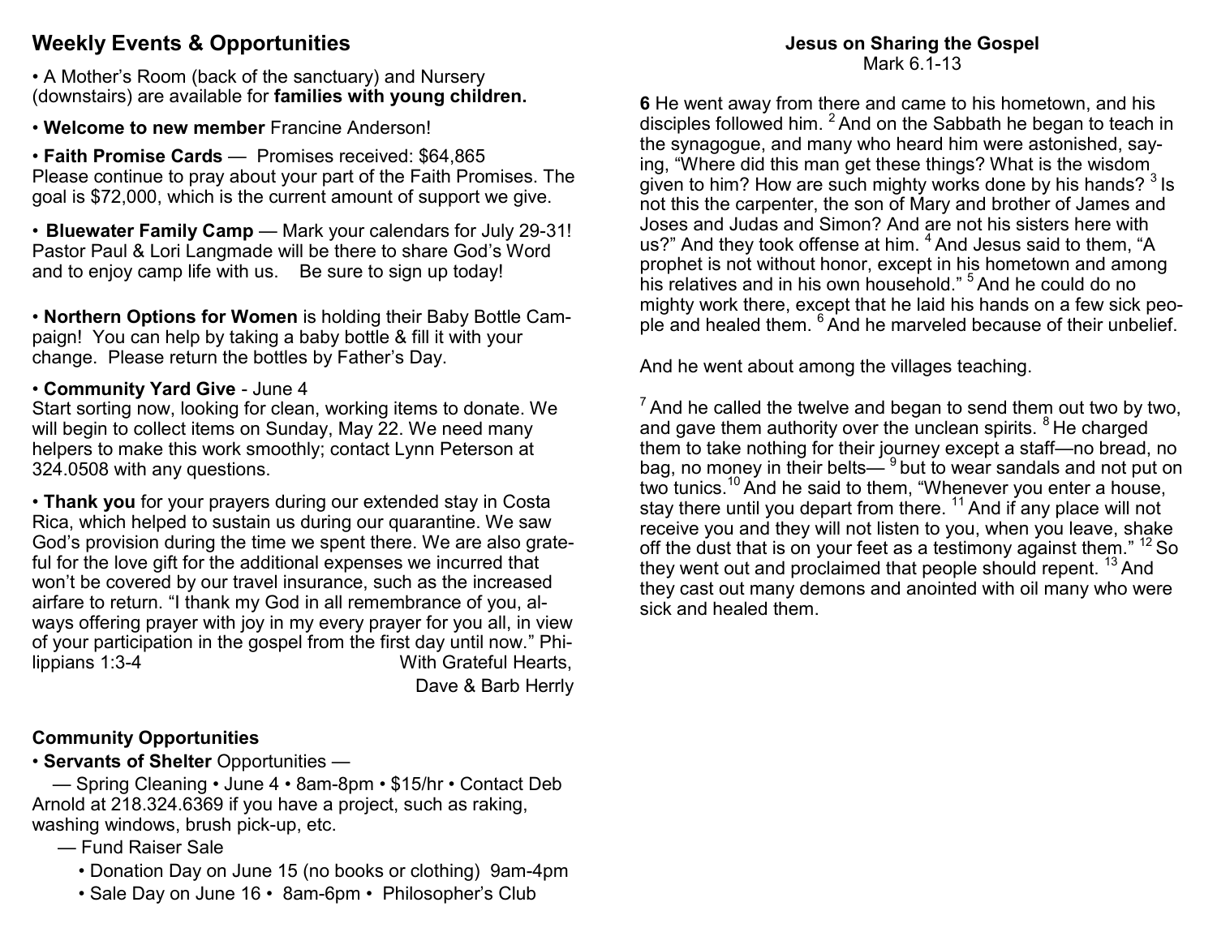## Weekly Events & Opportunities

• A Mother's Room (back of the sanctuary) and Nursery (downstairs) are available for **families with young children.**

• **Welcome to new member** Francine Anderson!

• **Faith Promise Cards** — Promises received: $64,865
Please continue to pray about your part of the Faith Promises. The goal is $72,000, which is the current amount of support we give.

• **Bluewater Family Camp** — Mark your calendars for July 29-31! Pastor Paul & Lori Langmade will be there to share God's Word and to enjoy camp life with us. Be sure to sign up today!

• **Northern Options for Women** is holding their Baby Bottle Campaign! You can help by taking a baby bottle & fill it with your change. Please return the bottles by Father's Day.

• **Community Yard Give** - June 4
Start sorting now, looking for clean, working items to donate. We will begin to collect items on Sunday, May 22. We need many helpers to make this work smoothly; contact Lynn Peterson at 324.0508 with any questions.

• **Thank you** for your prayers during our extended stay in Costa Rica, which helped to sustain us during our quarantine. We saw God's provision during the time we spent there. We are also grateful for the love gift for the additional expenses we incurred that won't be covered by our travel insurance, such as the increased airfare to return. "I thank my God in all remembrance of you, always offering prayer with joy in my every prayer for you all, in view of your participation in the gospel from the first day until now." Philippians 1:3-4

With Grateful Hearts,
Dave & Barb Herrly

### Community Opportunities

• **Servants of Shelter** Opportunities —

— Spring Cleaning • June 4 • 8am-8pm • $15/hr • Contact Deb Arnold at 218.324.6369 if you have a project, such as raking, washing windows, brush pick-up, etc.

— Fund Raiser Sale

• Donation Day on June 15 (no books or clothing) 9am-4pm

• Sale Day on June 16 • 8am-6pm • Philosopher's Club

## Jesus on Sharing the Gospel
Mark 6.1-13

**6** He went away from there and came to his hometown, and his disciples followed him. [2] And on the Sabbath he began to teach in the synagogue, and many who heard him were astonished, saying, "Where did this man get these things? What is the wisdom given to him? How are such mighty works done by his hands? [3] Is not this the carpenter, the son of Mary and brother of James and Joses and Judas and Simon? And are not his sisters here with us?" And they took offense at him. [4] And Jesus said to them, "A prophet is not without honor, except in his hometown and among his relatives and in his own household." [5] And he could do no mighty work there, except that he laid his hands on a few sick people and healed them. [6] And he marveled because of their unbelief.

And he went about among the villages teaching.

[7] And he called the twelve and began to send them out two by two, and gave them authority over the unclean spirits. [8] He charged them to take nothing for their journey except a staff—no bread, no bag, no money in their belts— [9] but to wear sandals and not put on two tunics.[10] And he said to them, "Whenever you enter a house, stay there until you depart from there. [11] And if any place will not receive you and they will not listen to you, when you leave, shake off the dust that is on your feet as a testimony against them." [12] So they went out and proclaimed that people should repent. [13] And they cast out many demons and anointed with oil many who were sick and healed them.